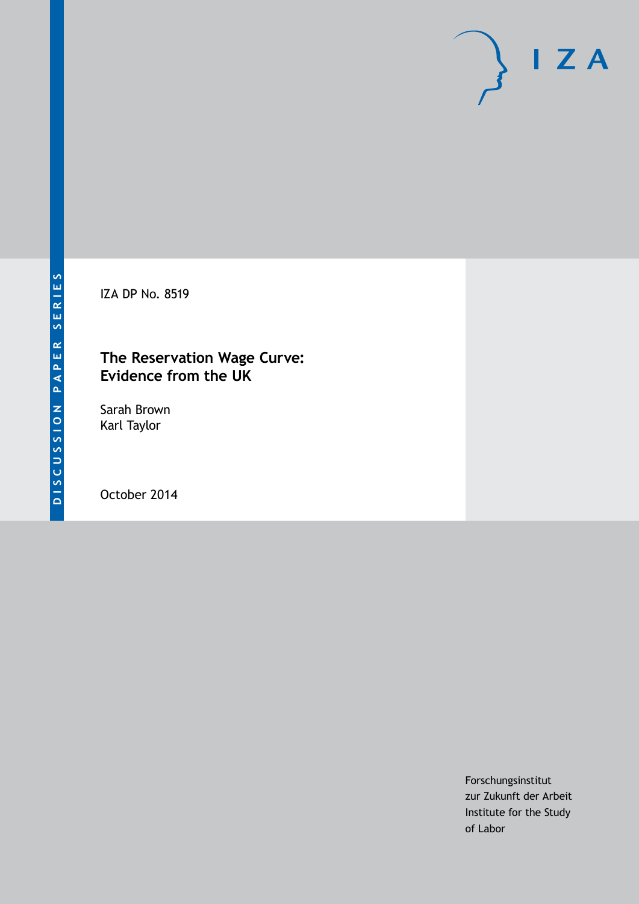DISCUSSION PAPER SERIES

IZA

IZA DP No. 8519

# The Reservation Wage Curve: Evidence from the UK

Sarah Brown
Karl Taylor

October 2014

Forschungsinstitut
zur Zukunft der Arbeit
Institute for the Study
of Labor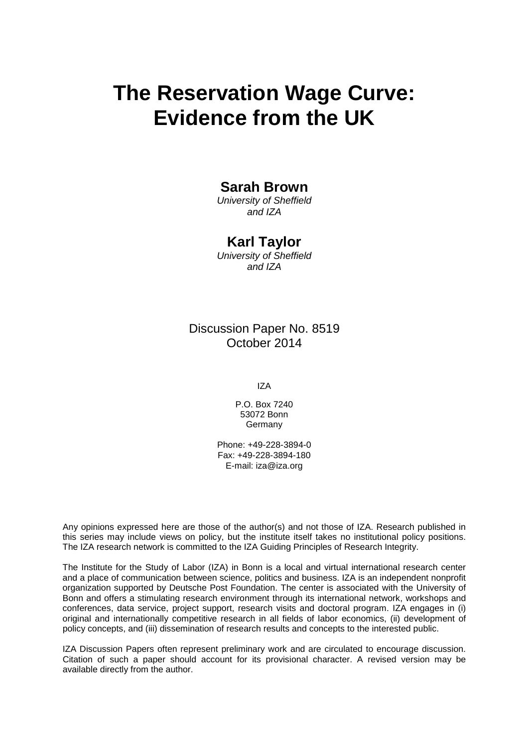# The Reservation Wage Curve: Evidence from the UK

**Sarah Brown**
*University of Sheffield and IZA*

**Karl Taylor**
*University of Sheffield and IZA*

Discussion Paper No. 8519
October 2014

IZA

P.O. Box 7240
53072 Bonn
Germany

Phone: +49-228-3894-0
Fax: +49-228-3894-180
E-mail: iza@iza.org

Any opinions expressed here are those of the author(s) and not those of IZA. Research published in this series may include views on policy, but the institute itself takes no institutional policy positions. The IZA research network is committed to the IZA Guiding Principles of Research Integrity.

The Institute for the Study of Labor (IZA) in Bonn is a local and virtual international research center and a place of communication between science, politics and business. IZA is an independent nonprofit organization supported by Deutsche Post Foundation. The center is associated with the University of Bonn and offers a stimulating research environment through its international network, workshops and conferences, data service, project support, research visits and doctoral program. IZA engages in (i) original and internationally competitive research in all fields of labor economics, (ii) development of policy concepts, and (iii) dissemination of research results and concepts to the interested public.

IZA Discussion Papers often represent preliminary work and are circulated to encourage discussion. Citation of such a paper should account for its provisional character. A revised version may be available directly from the author.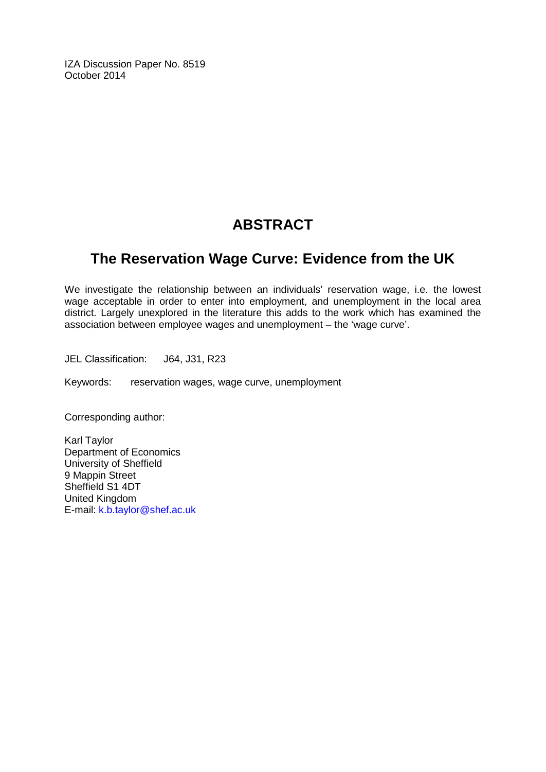IZA Discussion Paper No. 8519
October 2014

# ABSTRACT

## The Reservation Wage Curve: Evidence from the UK

We investigate the relationship between an individuals' reservation wage, i.e. the lowest wage acceptable in order to enter into employment, and unemployment in the local area district. Largely unexplored in the literature this adds to the work which has examined the association between employee wages and unemployment – the 'wage curve'.

JEL Classification: J64, J31, R23

Keywords: reservation wages, wage curve, unemployment

Corresponding author:

Karl Taylor
Department of Economics
University of Sheffield
9 Mappin Street
Sheffield S1 4DT
United Kingdom
E-mail: k.b.taylor@shef.ac.uk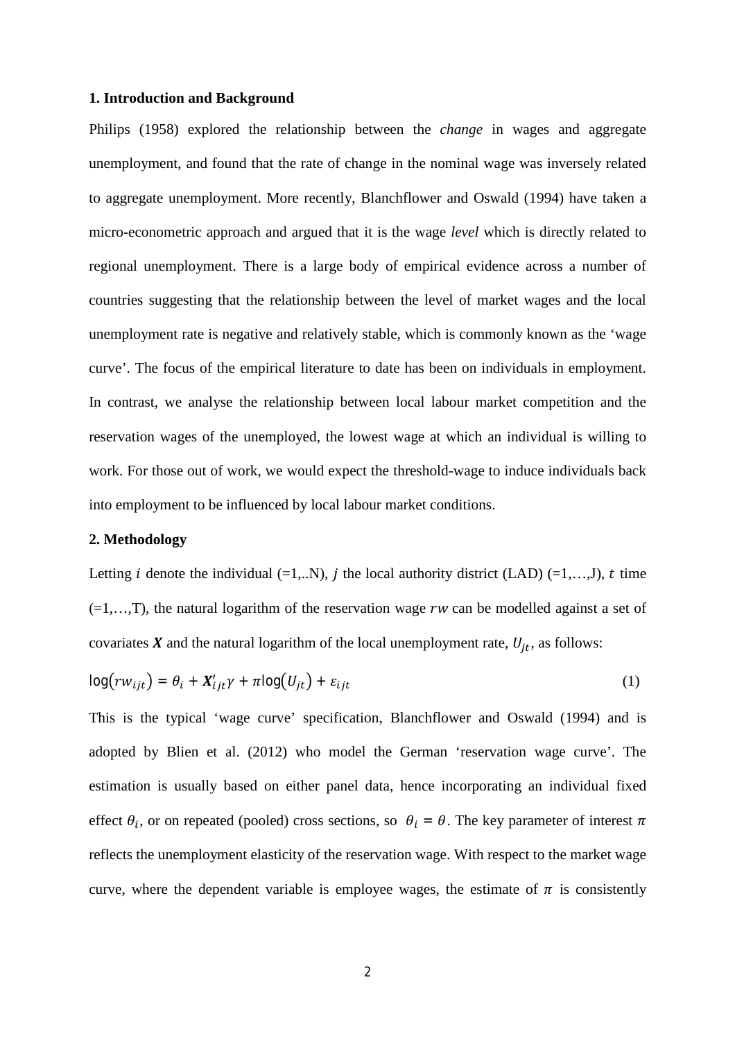### 1. Introduction and Background

Philips (1958) explored the relationship between the *change* in wages and aggregate unemployment, and found that the rate of change in the nominal wage was inversely related to aggregate unemployment. More recently, Blanchflower and Oswald (1994) have taken a micro-econometric approach and argued that it is the wage *level* which is directly related to regional unemployment. There is a large body of empirical evidence across a number of countries suggesting that the relationship between the level of market wages and the local unemployment rate is negative and relatively stable, which is commonly known as the 'wage curve'. The focus of the empirical literature to date has been on individuals in employment. In contrast, we analyse the relationship between local labour market competition and the reservation wages of the unemployed, the lowest wage at which an individual is willing to work. For those out of work, we would expect the threshold-wage to induce individuals back into employment to be influenced by local labour market conditions.

### 2. Methodology

Letting $i$ denote the individual (=1,..N), $j$ the local authority district (LAD) (=1,…,J), $t$ time (=1,…,T), the natural logarithm of the reservation wage $rw$ can be modelled against a set of covariates $\boldsymbol{X}$ and the natural logarithm of the local unemployment rate, $U_{jt}$, as follows:

$$\log(rw_{ijt}) = \theta_i + \boldsymbol{X}'_{ijt}\gamma + \pi\log(U_{jt}) + \varepsilon_{ijt} \quad (1)$$

This is the typical 'wage curve' specification, Blanchflower and Oswald (1994) and is adopted by Blien et al. (2012) who model the German 'reservation wage curve'. The estimation is usually based on either panel data, hence incorporating an individual fixed effect $\theta_i$, or on repeated (pooled) cross sections, so $\theta_i = \theta$. The key parameter of interest $\pi$ reflects the unemployment elasticity of the reservation wage. With respect to the market wage curve, where the dependent variable is employee wages, the estimate of $\pi$ is consistently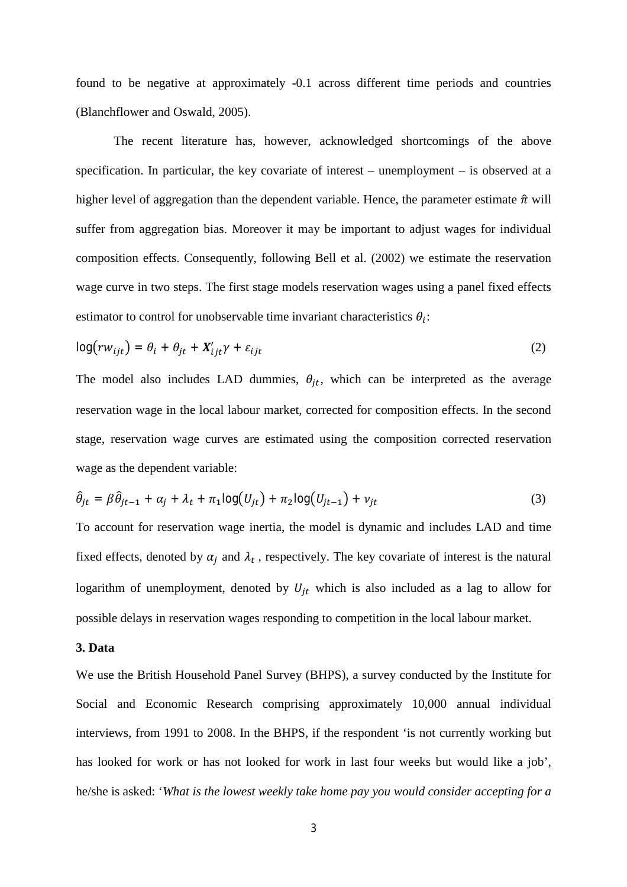found to be negative at approximately -0.1 across different time periods and countries (Blanchflower and Oswald, 2005).

The recent literature has, however, acknowledged shortcomings of the above specification. In particular, the key covariate of interest – unemployment – is observed at a higher level of aggregation than the dependent variable. Hence, the parameter estimate $\hat{\pi}$ will suffer from aggregation bias. Moreover it may be important to adjust wages for individual composition effects. Consequently, following Bell et al. (2002) we estimate the reservation wage curve in two steps. The first stage models reservation wages using a panel fixed effects estimator to control for unobservable time invariant characteristics $\theta_i$:

$$\log(rw_{ijt}) = \theta_i + \theta_{jt} + \boldsymbol{X}'_{ijt}\gamma + \varepsilon_{ijt} \tag{2}$$

The model also includes LAD dummies, $\theta_{jt}$, which can be interpreted as the average reservation wage in the local labour market, corrected for composition effects. In the second stage, reservation wage curves are estimated using the composition corrected reservation wage as the dependent variable:

$$\hat{\theta}_{jt} = \beta\hat{\theta}_{jt-1} + \alpha_j + \lambda_t + \pi_1\log(U_{jt}) + \pi_2\log(U_{jt-1}) + \nu_{jt} \tag{3}$$

To account for reservation wage inertia, the model is dynamic and includes LAD and time fixed effects, denoted by $\alpha_j$ and $\lambda_t$ , respectively. The key covariate of interest is the natural logarithm of unemployment, denoted by $U_{jt}$ which is also included as a lag to allow for possible delays in reservation wages responding to competition in the local labour market.

### 3. Data

We use the British Household Panel Survey (BHPS), a survey conducted by the Institute for Social and Economic Research comprising approximately 10,000 annual individual interviews, from 1991 to 2008. In the BHPS, if the respondent 'is not currently working but has looked for work or has not looked for work in last four weeks but would like a job', he/she is asked: '*What is the lowest weekly take home pay you would consider accepting for a*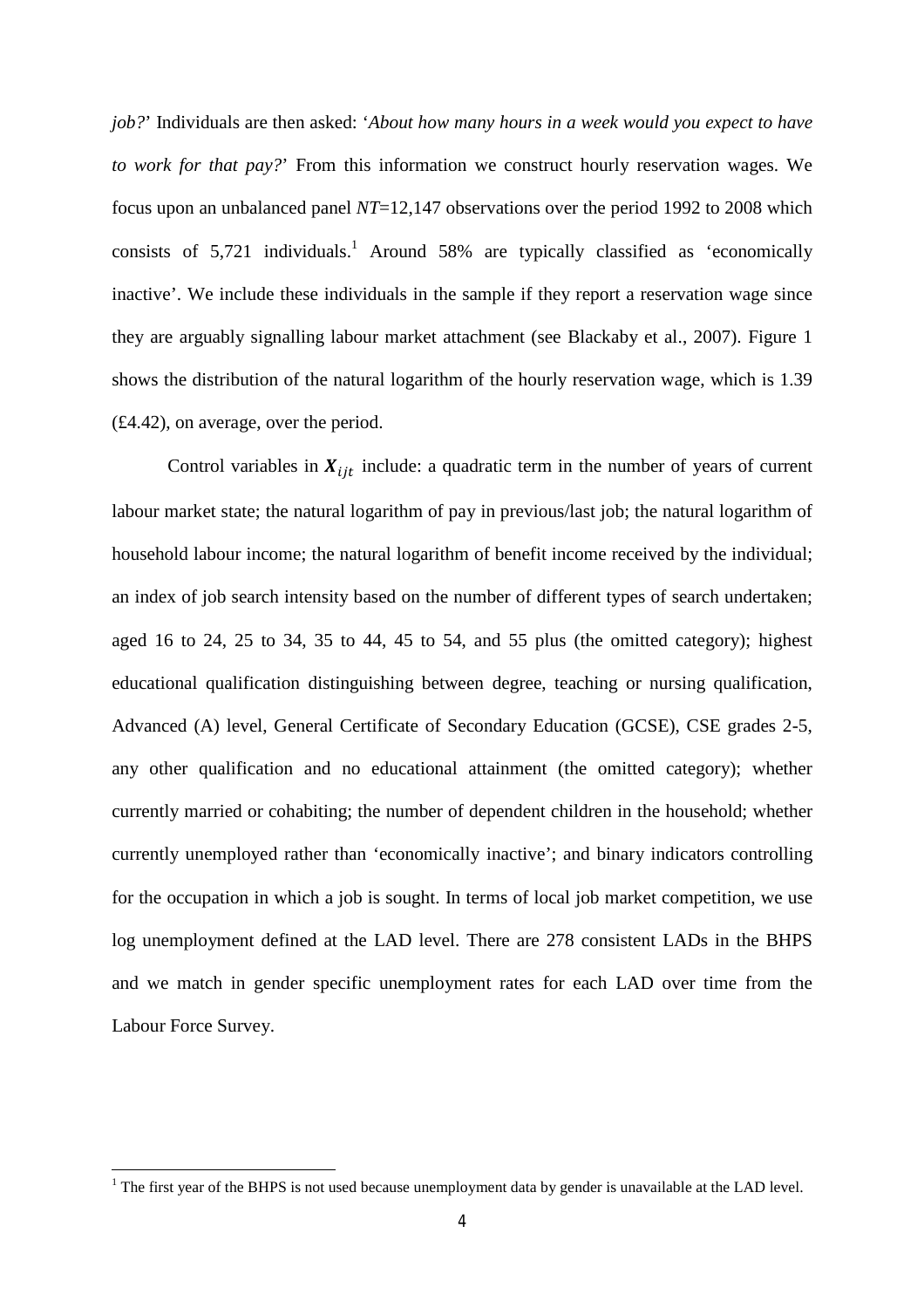*job?*' Individuals are then asked: '*About how many hours in a week would you expect to have to work for that pay?*' From this information we construct hourly reservation wages. We focus upon an unbalanced panel *NT*=12,147 observations over the period 1992 to 2008 which consists of 5,721 individuals.[1] Around 58% are typically classified as 'economically inactive'. We include these individuals in the sample if they report a reservation wage since they are arguably signalling labour market attachment (see Blackaby et al., 2007). Figure 1 shows the distribution of the natural logarithm of the hourly reservation wage, which is 1.39 (£4.42), on average, over the period.

Control variables in $\boldsymbol{X}_{ijt}$ include: a quadratic term in the number of years of current labour market state; the natural logarithm of pay in previous/last job; the natural logarithm of household labour income; the natural logarithm of benefit income received by the individual; an index of job search intensity based on the number of different types of search undertaken; aged 16 to 24, 25 to 34, 35 to 44, 45 to 54, and 55 plus (the omitted category); highest educational qualification distinguishing between degree, teaching or nursing qualification, Advanced (A) level, General Certificate of Secondary Education (GCSE), CSE grades 2-5, any other qualification and no educational attainment (the omitted category); whether currently married or cohabiting; the number of dependent children in the household; whether currently unemployed rather than 'economically inactive'; and binary indicators controlling for the occupation in which a job is sought. In terms of local job market competition, we use log unemployment defined at the LAD level. There are 278 consistent LADs in the BHPS and we match in gender specific unemployment rates for each LAD over time from the Labour Force Survey.

[1] The first year of the BHPS is not used because unemployment data by gender is unavailable at the LAD level.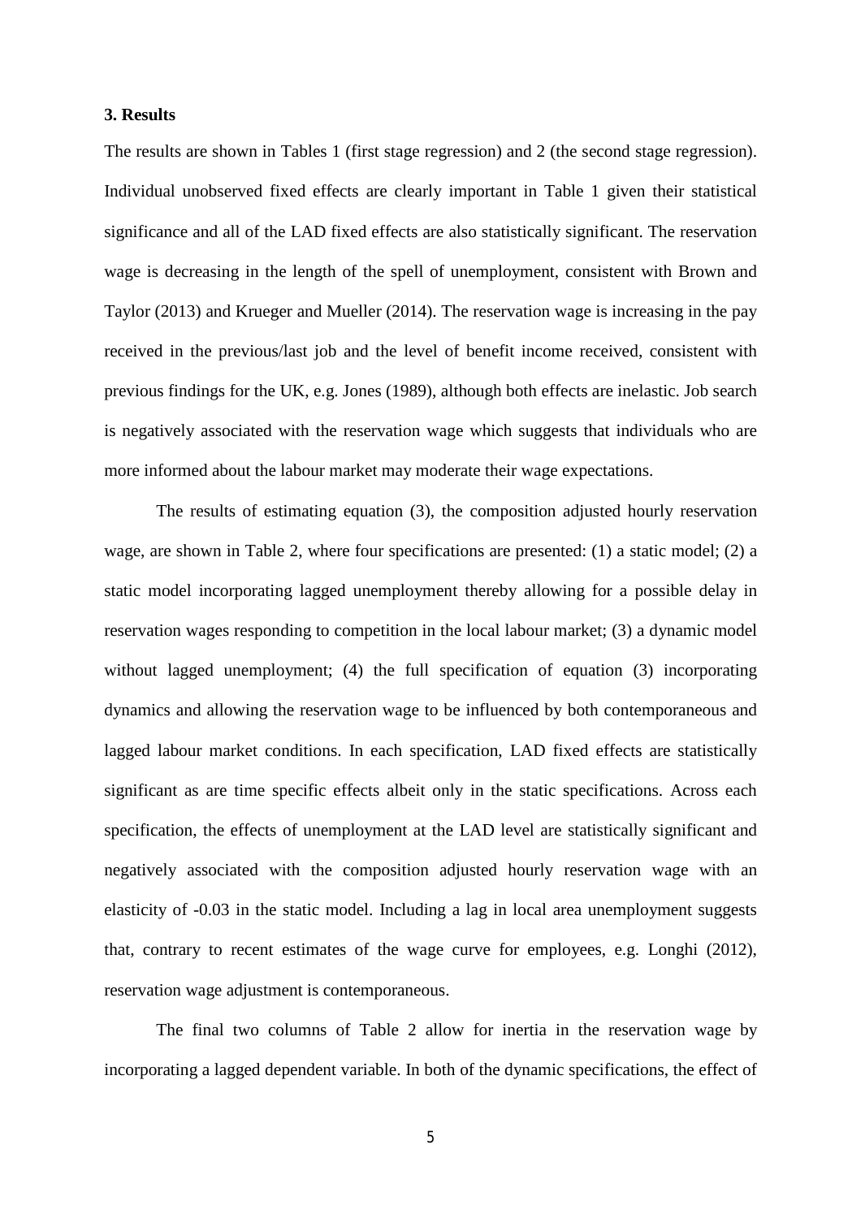### 3. Results

The results are shown in Tables 1 (first stage regression) and 2 (the second stage regression). Individual unobserved fixed effects are clearly important in Table 1 given their statistical significance and all of the LAD fixed effects are also statistically significant. The reservation wage is decreasing in the length of the spell of unemployment, consistent with Brown and Taylor (2013) and Krueger and Mueller (2014). The reservation wage is increasing in the pay received in the previous/last job and the level of benefit income received, consistent with previous findings for the UK, e.g. Jones (1989), although both effects are inelastic. Job search is negatively associated with the reservation wage which suggests that individuals who are more informed about the labour market may moderate their wage expectations.

The results of estimating equation (3), the composition adjusted hourly reservation wage, are shown in Table 2, where four specifications are presented: (1) a static model; (2) a static model incorporating lagged unemployment thereby allowing for a possible delay in reservation wages responding to competition in the local labour market; (3) a dynamic model without lagged unemployment; (4) the full specification of equation (3) incorporating dynamics and allowing the reservation wage to be influenced by both contemporaneous and lagged labour market conditions. In each specification, LAD fixed effects are statistically significant as are time specific effects albeit only in the static specifications. Across each specification, the effects of unemployment at the LAD level are statistically significant and negatively associated with the composition adjusted hourly reservation wage with an elasticity of -0.03 in the static model. Including a lag in local area unemployment suggests that, contrary to recent estimates of the wage curve for employees, e.g. Longhi (2012), reservation wage adjustment is contemporaneous.

The final two columns of Table 2 allow for inertia in the reservation wage by incorporating a lagged dependent variable. In both of the dynamic specifications, the effect of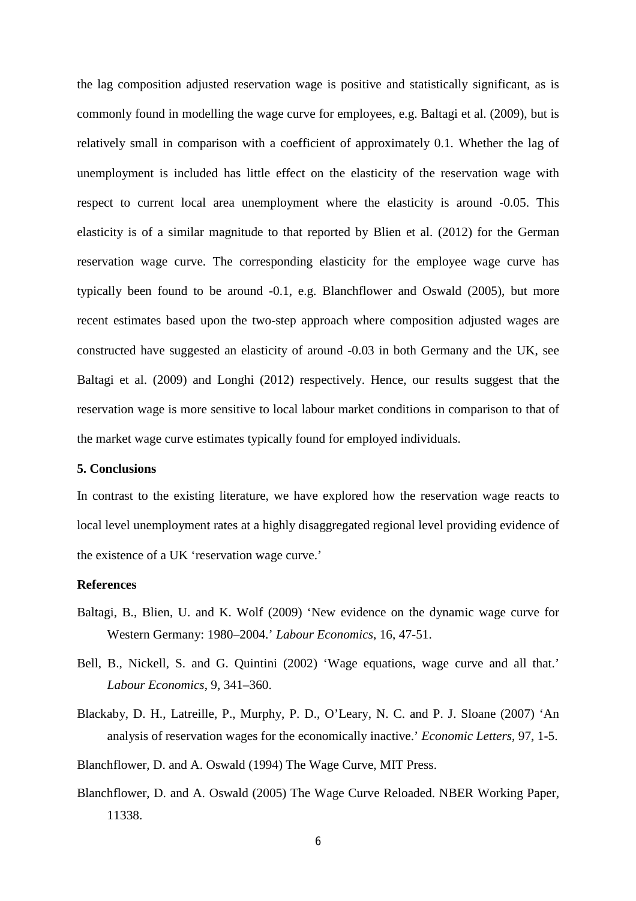the lag composition adjusted reservation wage is positive and statistically significant, as is commonly found in modelling the wage curve for employees, e.g. Baltagi et al. (2009), but is relatively small in comparison with a coefficient of approximately 0.1. Whether the lag of unemployment is included has little effect on the elasticity of the reservation wage with respect to current local area unemployment where the elasticity is around -0.05. This elasticity is of a similar magnitude to that reported by Blien et al. (2012) for the German reservation wage curve. The corresponding elasticity for the employee wage curve has typically been found to be around -0.1, e.g. Blanchflower and Oswald (2005), but more recent estimates based upon the two-step approach where composition adjusted wages are constructed have suggested an elasticity of around -0.03 in both Germany and the UK, see Baltagi et al. (2009) and Longhi (2012) respectively. Hence, our results suggest that the reservation wage is more sensitive to local labour market conditions in comparison to that of the market wage curve estimates typically found for employed individuals.

## 5. Conclusions

In contrast to the existing literature, we have explored how the reservation wage reacts to local level unemployment rates at a highly disaggregated regional level providing evidence of the existence of a UK 'reservation wage curve.'

## References

Baltagi, B., Blien, U. and K. Wolf (2009) 'New evidence on the dynamic wage curve for Western Germany: 1980–2004.' *Labour Economics*, 16, 47-51.

Bell, B., Nickell, S. and G. Quintini (2002) 'Wage equations, wage curve and all that.' *Labour Economics*, 9, 341–360.

Blackaby, D. H., Latreille, P., Murphy, P. D., O'Leary, N. C. and P. J. Sloane (2007) 'An analysis of reservation wages for the economically inactive.' *Economic Letters*, 97, 1-5.

Blanchflower, D. and A. Oswald (1994) The Wage Curve, MIT Press.

Blanchflower, D. and A. Oswald (2005) The Wage Curve Reloaded. NBER Working Paper, 11338.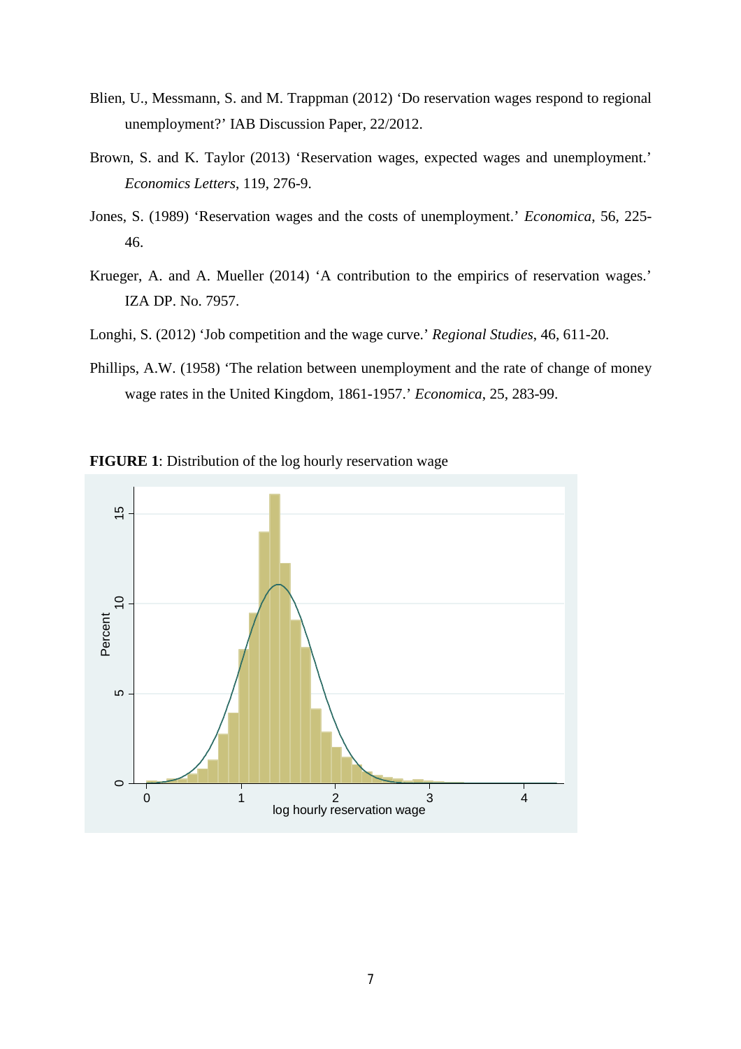Blien, U., Messmann, S. and M. Trappman (2012) ‘Do reservation wages respond to regional unemployment?’ IAB Discussion Paper, 22/2012.

Brown, S. and K. Taylor (2013) ‘Reservation wages, expected wages and unemployment.’ *Economics Letters*, 119, 276-9.

Jones, S. (1989) ‘Reservation wages and the costs of unemployment.’ *Economica*, 56, 225-46.

Krueger, A. and A. Mueller (2014) ‘A contribution to the empirics of reservation wages.’ IZA DP. No. 7957.

Longhi, S. (2012) ‘Job competition and the wage curve.’ *Regional Studies*, 46, 611-20.

Phillips, A.W. (1958) ‘The relation between unemployment and the rate of change of money wage rates in the United Kingdom, 1861-1957.’ *Economica*, 25, 283-99.

**FIGURE 1**: Distribution of the log hourly reservation wage

Percent

0
5
10
15

0
1
2
3
4

log hourly reservation wage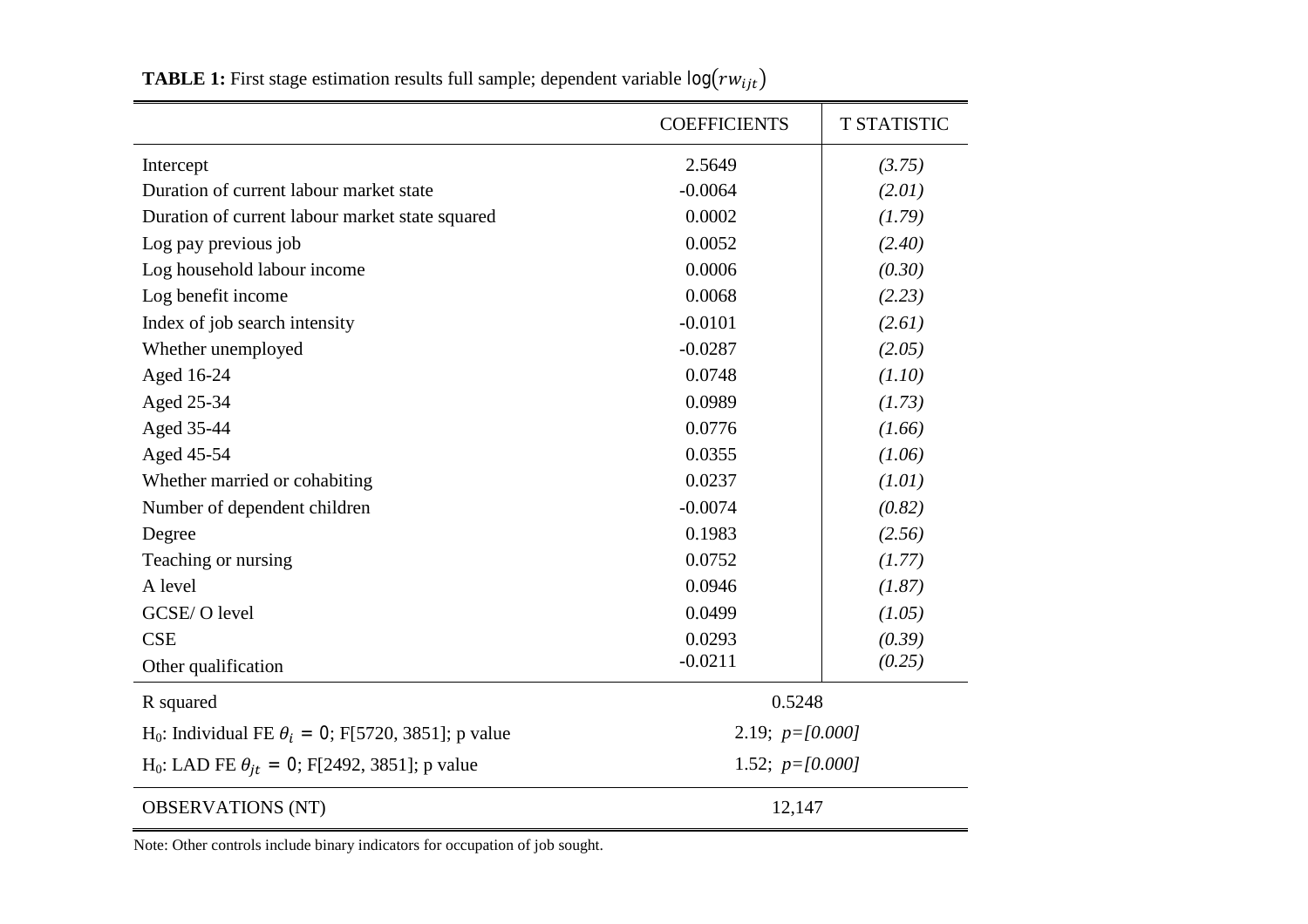**TABLE 1:** First stage estimation results full sample; dependent variable $\log(rw_{ijt})$

| | COEFFICIENTS | T STATISTIC |
|---|---|---|
| Intercept | 2.5649 | *(3.75)* |
| Duration of current labour market state | -0.0064 | *(2.01)* |
| Duration of current labour market state squared | 0.0002 | *(1.79)* |
| Log pay previous job | 0.0052 | *(2.40)* |
| Log household labour income | 0.0006 | *(0.30)* |
| Log benefit income | 0.0068 | *(2.23)* |
| Index of job search intensity | -0.0101 | *(2.61)* |
| Whether unemployed | -0.0287 | *(2.05)* |
| Aged 16-24 | 0.0748 | *(1.10)* |
| Aged 25-34 | 0.0989 | *(1.73)* |
| Aged 35-44 | 0.0776 | *(1.66)* |
| Aged 45-54 | 0.0355 | *(1.06)* |
| Whether married or cohabiting | 0.0237 | *(1.01)* |
| Number of dependent children | -0.0074 | *(0.82)* |
| Degree | 0.1983 | *(2.56)* |
| Teaching or nursing | 0.0752 | *(1.77)* |
| A level | 0.0946 | *(1.87)* |
| GCSE/ O level | 0.0499 | *(1.05)* |
| CSE | 0.0293 | *(0.39)* |
| Other qualification | -0.0211 | *(0.25)* |
| R squared | 0.5248 | |
| $H_0$: Individual FE $\theta_i = 0$; F[5720, 3851]; p value | 2.19; *p=[0.000]* | |
| $H_0$: LAD FE $\theta_{jt} = 0$; F[2492, 3851]; p value | 1.52; *p=[0.000]* | |
| OBSERVATIONS (NT) | 12,147 | |

Note: Other controls include binary indicators for occupation of job sought.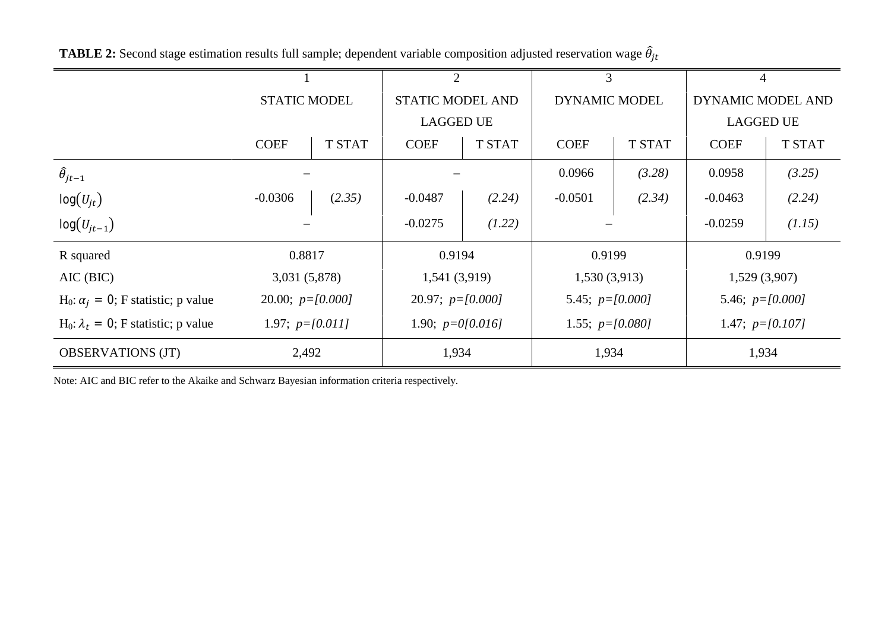**TABLE 2:** Second stage estimation results full sample; dependent variable composition adjusted reservation wage $\hat{\theta}_{jt}$

| | 1 | | 2 | | 3 | | 4 | |
|---|---|---|---|---|---|---|---|---|
| | STATIC MODEL | | STATIC MODEL AND LAGGED UE | | DYNAMIC MODEL | | DYNAMIC MODEL AND LAGGED UE | |
| | COEF | T STAT | COEF | T STAT | COEF | T STAT | COEF | T STAT |
| $\hat{\theta}_{jt-1}$ | – | | – | | 0.0966 | *(3.28)* | 0.0958 | *(3.25)* |
| $\log(U_{jt})$ | -0.0306 | (*2.35)* | -0.0487 | *(2.24)* | -0.0501 | *(2.34)* | -0.0463 | *(2.24)* |
| $\log(U_{jt-1})$ | – | | -0.0275 | *(1.22)* | – | | -0.0259 | *(1.15)* |
| R squared | 0.8817 | | 0.9194 | | 0.9199 | | 0.9199 | |
| AIC (BIC) | 3,031 (5,878) | | 1,541 (3,919) | | 1,530 (3,913) | | 1,529 (3,907) | |
| H0: $\alpha_j = 0$; F statistic; p value | 20.00; *p=[0.000]* | | 20.97; *p=[0.000]* | | 5.45; *p=[0.000]* | | 5.46; *p=[0.000]* | |
| H0: $\lambda_t = 0$; F statistic; p value | 1.97; *p=[0.011]* | | 1.90; *p=0[0.016]* | | 1.55; *p=[0.080]* | | 1.47; *p=[0.107]* | |
| OBSERVATIONS (JT) | 2,492 | | 1,934 | | 1,934 | | 1,934 | |

Note: AIC and BIC refer to the Akaike and Schwarz Bayesian information criteria respectively.